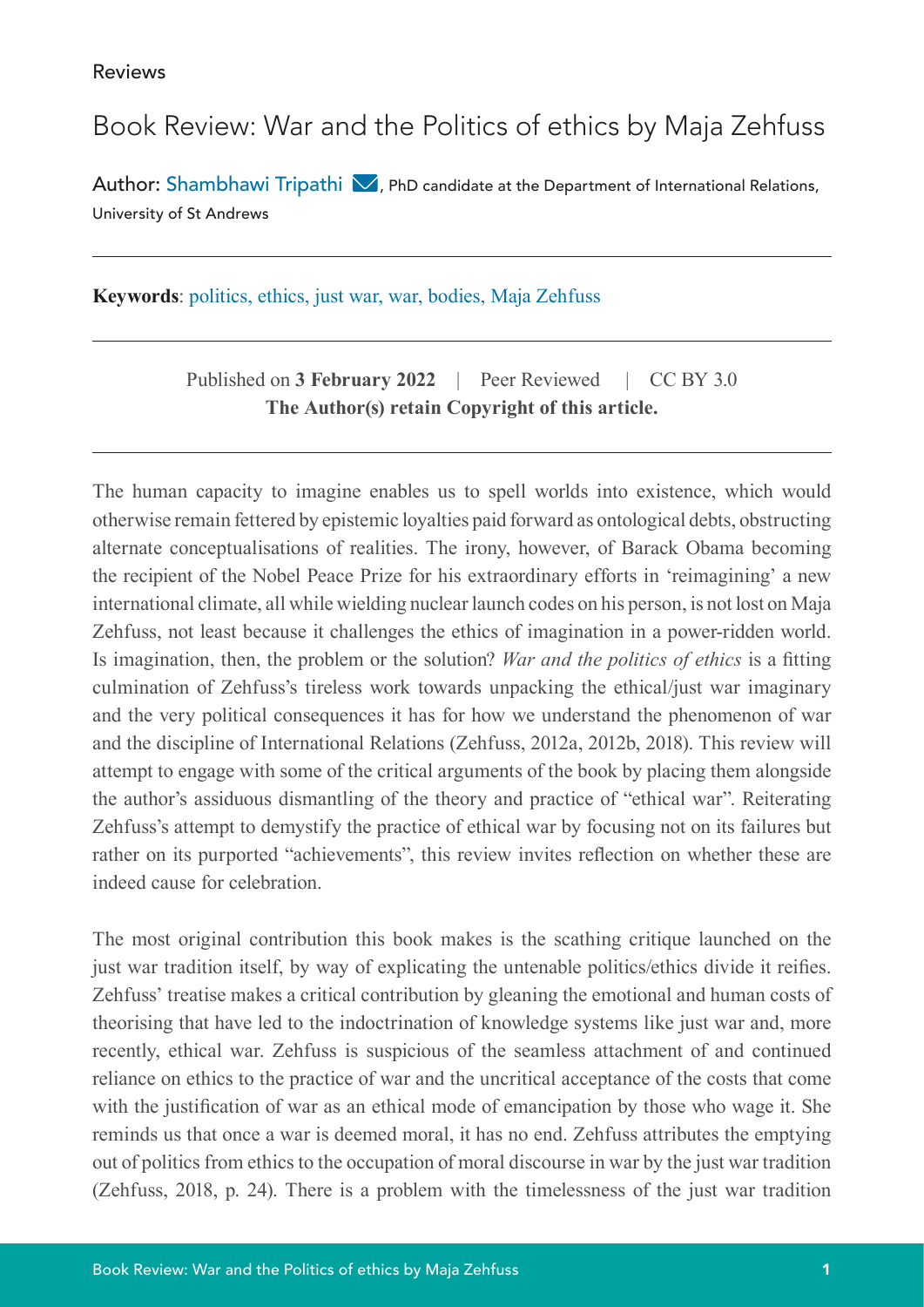Reviews

# Book Review: War and the Politics of ethics by Maja Zehfuss

Author: Shambhawi Tripathi, PhD candidate at the Department of International Relations, University of St Andrews

**Keywords**: politics, ethics, just war, war, bodies, Maja Zehfuss

Published on **3 February 2022** | Peer Reviewed | CC BY 3.0
**The Author(s) retain Copyright of this article.**

The human capacity to imagine enables us to spell worlds into existence, which would otherwise remain fettered by epistemic loyalties paid forward as ontological debts, obstructing alternate conceptualisations of realities. The irony, however, of Barack Obama becoming the recipient of the Nobel Peace Prize for his extraordinary efforts in 'reimagining' a new international climate, all while wielding nuclear launch codes on his person, is not lost on Maja Zehfuss, not least because it challenges the ethics of imagination in a power-ridden world. Is imagination, then, the problem or the solution? *War and the politics of ethics* is a fitting culmination of Zehfuss's tireless work towards unpacking the ethical/just war imaginary and the very political consequences it has for how we understand the phenomenon of war and the discipline of International Relations (Zehfuss, 2012a, 2012b, 2018). This review will attempt to engage with some of the critical arguments of the book by placing them alongside the author's assiduous dismantling of the theory and practice of "ethical war". Reiterating Zehfuss's attempt to demystify the practice of ethical war by focusing not on its failures but rather on its purported "achievements", this review invites reflection on whether these are indeed cause for celebration.

The most original contribution this book makes is the scathing critique launched on the just war tradition itself, by way of explicating the untenable politics/ethics divide it reifies. Zehfuss' treatise makes a critical contribution by gleaning the emotional and human costs of theorising that have led to the indoctrination of knowledge systems like just war and, more recently, ethical war. Zehfuss is suspicious of the seamless attachment of and continued reliance on ethics to the practice of war and the uncritical acceptance of the costs that come with the justification of war as an ethical mode of emancipation by those who wage it. She reminds us that once a war is deemed moral, it has no end. Zehfuss attributes the emptying out of politics from ethics to the occupation of moral discourse in war by the just war tradition (Zehfuss, 2018, p. 24). There is a problem with the timelessness of the just war tradition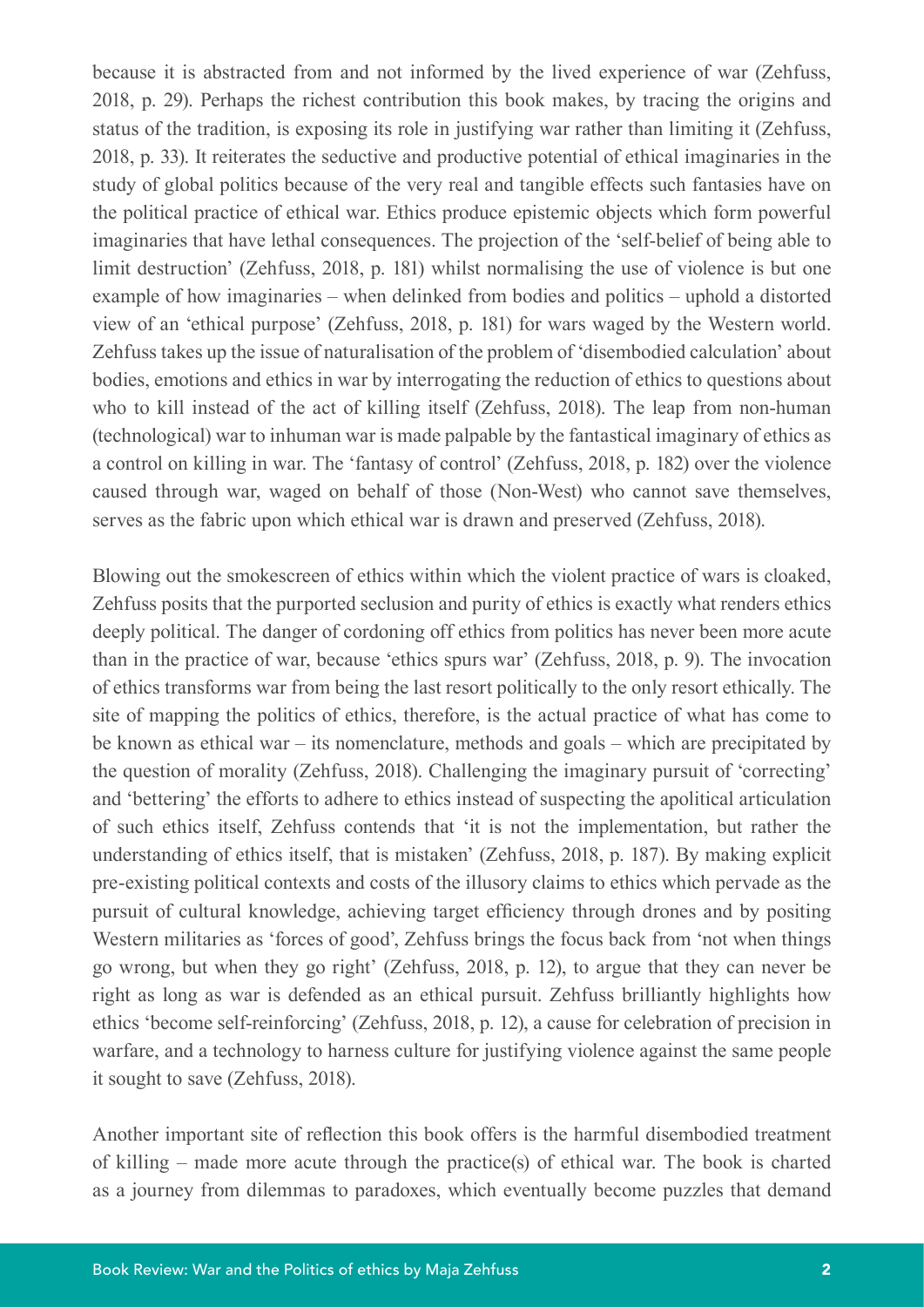because it is abstracted from and not informed by the lived experience of war (Zehfuss, 2018, p. 29). Perhaps the richest contribution this book makes, by tracing the origins and status of the tradition, is exposing its role in justifying war rather than limiting it (Zehfuss, 2018, p. 33). It reiterates the seductive and productive potential of ethical imaginaries in the study of global politics because of the very real and tangible effects such fantasies have on the political practice of ethical war. Ethics produce epistemic objects which form powerful imaginaries that have lethal consequences. The projection of the 'self-belief of being able to limit destruction' (Zehfuss, 2018, p. 181) whilst normalising the use of violence is but one example of how imaginaries – when delinked from bodies and politics – uphold a distorted view of an 'ethical purpose' (Zehfuss, 2018, p. 181) for wars waged by the Western world. Zehfuss takes up the issue of naturalisation of the problem of 'disembodied calculation' about bodies, emotions and ethics in war by interrogating the reduction of ethics to questions about who to kill instead of the act of killing itself (Zehfuss, 2018). The leap from non-human (technological) war to inhuman war is made palpable by the fantastical imaginary of ethics as a control on killing in war. The 'fantasy of control' (Zehfuss, 2018, p. 182) over the violence caused through war, waged on behalf of those (Non-West) who cannot save themselves, serves as the fabric upon which ethical war is drawn and preserved (Zehfuss, 2018).

Blowing out the smokescreen of ethics within which the violent practice of wars is cloaked, Zehfuss posits that the purported seclusion and purity of ethics is exactly what renders ethics deeply political. The danger of cordoning off ethics from politics has never been more acute than in the practice of war, because 'ethics spurs war' (Zehfuss, 2018, p. 9). The invocation of ethics transforms war from being the last resort politically to the only resort ethically. The site of mapping the politics of ethics, therefore, is the actual practice of what has come to be known as ethical war – its nomenclature, methods and goals – which are precipitated by the question of morality (Zehfuss, 2018). Challenging the imaginary pursuit of 'correcting' and 'bettering' the efforts to adhere to ethics instead of suspecting the apolitical articulation of such ethics itself, Zehfuss contends that 'it is not the implementation, but rather the understanding of ethics itself, that is mistaken' (Zehfuss, 2018, p. 187). By making explicit pre-existing political contexts and costs of the illusory claims to ethics which pervade as the pursuit of cultural knowledge, achieving target efficiency through drones and by positing Western militaries as 'forces of good', Zehfuss brings the focus back from 'not when things go wrong, but when they go right' (Zehfuss, 2018, p. 12), to argue that they can never be right as long as war is defended as an ethical pursuit. Zehfuss brilliantly highlights how ethics 'become self-reinforcing' (Zehfuss, 2018, p. 12), a cause for celebration of precision in warfare, and a technology to harness culture for justifying violence against the same people it sought to save (Zehfuss, 2018).

Another important site of reflection this book offers is the harmful disembodied treatment of killing – made more acute through the practice(s) of ethical war. The book is charted as a journey from dilemmas to paradoxes, which eventually become puzzles that demand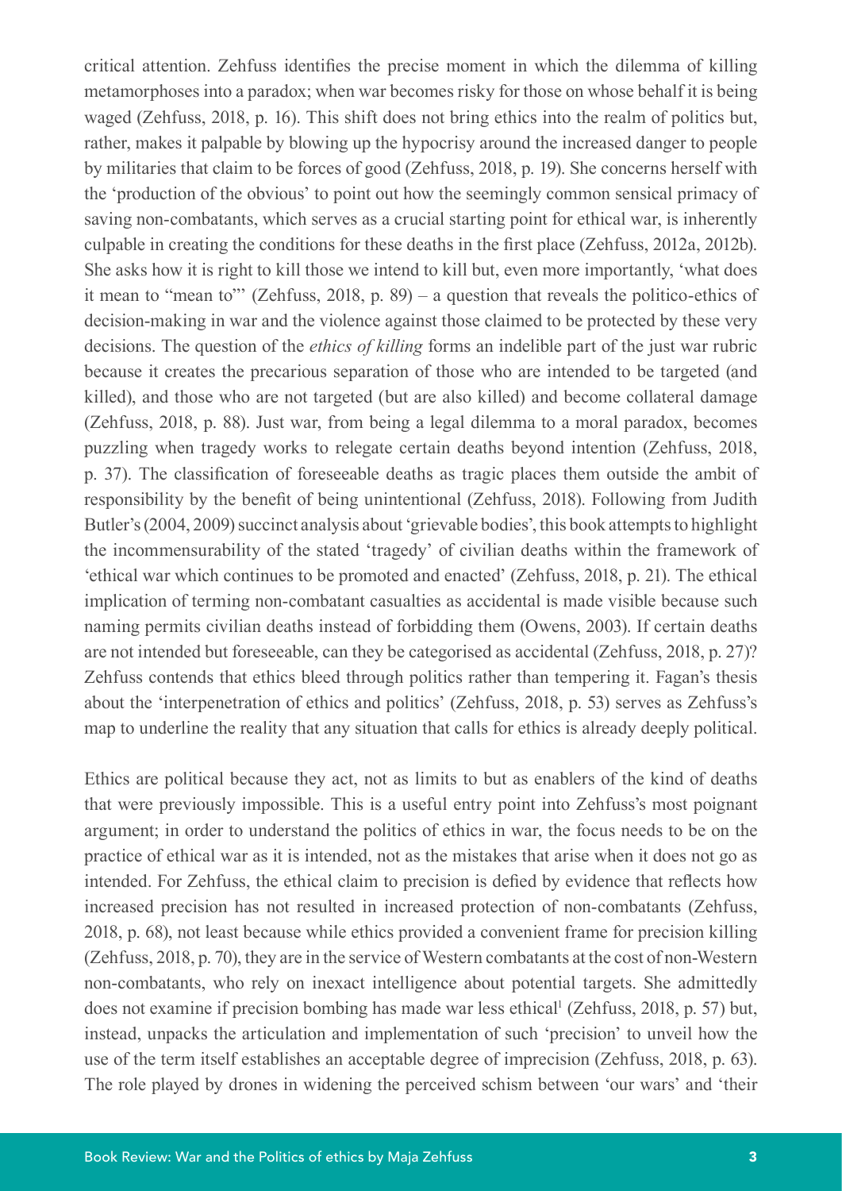critical attention. Zehfuss identifies the precise moment in which the dilemma of killing metamorphoses into a paradox; when war becomes risky for those on whose behalf it is being waged (Zehfuss, 2018, p. 16). This shift does not bring ethics into the realm of politics but, rather, makes it palpable by blowing up the hypocrisy around the increased danger to people by militaries that claim to be forces of good (Zehfuss, 2018, p. 19). She concerns herself with the 'production of the obvious' to point out how the seemingly common sensical primacy of saving non-combatants, which serves as a crucial starting point for ethical war, is inherently culpable in creating the conditions for these deaths in the first place (Zehfuss, 2012a, 2012b). She asks how it is right to kill those we intend to kill but, even more importantly, 'what does it mean to "mean to"' (Zehfuss, 2018, p. 89) – a question that reveals the politico-ethics of decision-making in war and the violence against those claimed to be protected by these very decisions. The question of the *ethics of killing* forms an indelible part of the just war rubric because it creates the precarious separation of those who are intended to be targeted (and killed), and those who are not targeted (but are also killed) and become collateral damage (Zehfuss, 2018, p. 88). Just war, from being a legal dilemma to a moral paradox, becomes puzzling when tragedy works to relegate certain deaths beyond intention (Zehfuss, 2018, p. 37). The classification of foreseeable deaths as tragic places them outside the ambit of responsibility by the benefit of being unintentional (Zehfuss, 2018). Following from Judith Butler's (2004, 2009) succinct analysis about 'grievable bodies', this book attempts to highlight the incommensurability of the stated 'tragedy' of civilian deaths within the framework of 'ethical war which continues to be promoted and enacted' (Zehfuss, 2018, p. 21). The ethical implication of terming non-combatant casualties as accidental is made visible because such naming permits civilian deaths instead of forbidding them (Owens, 2003). If certain deaths are not intended but foreseeable, can they be categorised as accidental (Zehfuss, 2018, p. 27)? Zehfuss contends that ethics bleed through politics rather than tempering it. Fagan's thesis about the 'interpenetration of ethics and politics' (Zehfuss, 2018, p. 53) serves as Zehfuss's map to underline the reality that any situation that calls for ethics is already deeply political.

Ethics are political because they act, not as limits to but as enablers of the kind of deaths that were previously impossible. This is a useful entry point into Zehfuss's most poignant argument; in order to understand the politics of ethics in war, the focus needs to be on the practice of ethical war as it is intended, not as the mistakes that arise when it does not go as intended. For Zehfuss, the ethical claim to precision is defied by evidence that reflects how increased precision has not resulted in increased protection of non-combatants (Zehfuss, 2018, p. 68), not least because while ethics provided a convenient frame for precision killing (Zehfuss, 2018, p. 70), they are in the service of Western combatants at the cost of non-Western non-combatants, who rely on inexact intelligence about potential targets. She admittedly does not examine if precision bombing has made war less ethical[1] (Zehfuss, 2018, p. 57) but, instead, unpacks the articulation and implementation of such 'precision' to unveil how the use of the term itself establishes an acceptable degree of imprecision (Zehfuss, 2018, p. 63). The role played by drones in widening the perceived schism between 'our wars' and 'their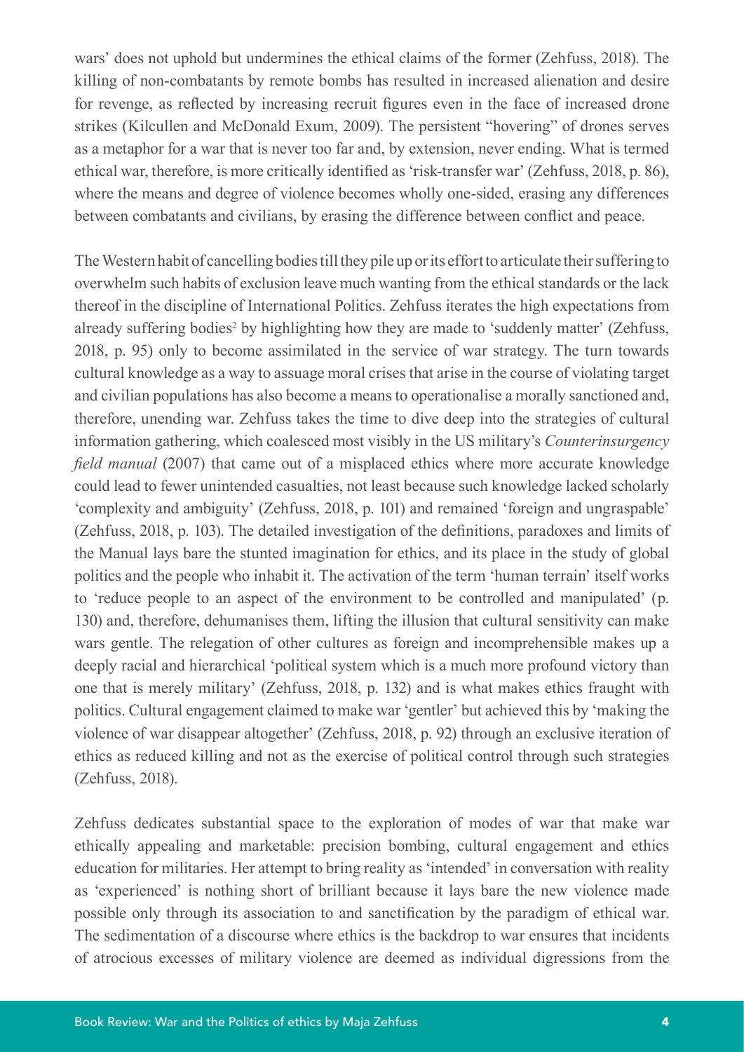wars' does not uphold but undermines the ethical claims of the former (Zehfuss, 2018). The killing of non-combatants by remote bombs has resulted in increased alienation and desire for revenge, as reflected by increasing recruit figures even in the face of increased drone strikes (Kilcullen and McDonald Exum, 2009). The persistent "hovering" of drones serves as a metaphor for a war that is never too far and, by extension, never ending. What is termed ethical war, therefore, is more critically identified as 'risk-transfer war' (Zehfuss, 2018, p. 86), where the means and degree of violence becomes wholly one-sided, erasing any differences between combatants and civilians, by erasing the difference between conflict and peace.

The Western habit of cancelling bodies till they pile up or its effort to articulate their suffering to overwhelm such habits of exclusion leave much wanting from the ethical standards or the lack thereof in the discipline of International Politics. Zehfuss iterates the high expectations from already suffering bodies[2] by highlighting how they are made to 'suddenly matter' (Zehfuss, 2018, p. 95) only to become assimilated in the service of war strategy. The turn towards cultural knowledge as a way to assuage moral crises that arise in the course of violating target and civilian populations has also become a means to operationalise a morally sanctioned and, therefore, unending war. Zehfuss takes the time to dive deep into the strategies of cultural information gathering, which coalesced most visibly in the US military's *Counterinsurgency field manual* (2007) that came out of a misplaced ethics where more accurate knowledge could lead to fewer unintended casualties, not least because such knowledge lacked scholarly 'complexity and ambiguity' (Zehfuss, 2018, p. 101) and remained 'foreign and ungraspable' (Zehfuss, 2018, p. 103). The detailed investigation of the definitions, paradoxes and limits of the Manual lays bare the stunted imagination for ethics, and its place in the study of global politics and the people who inhabit it. The activation of the term 'human terrain' itself works to 'reduce people to an aspect of the environment to be controlled and manipulated' (p. 130) and, therefore, dehumanises them, lifting the illusion that cultural sensitivity can make wars gentle. The relegation of other cultures as foreign and incomprehensible makes up a deeply racial and hierarchical 'political system which is a much more profound victory than one that is merely military' (Zehfuss, 2018, p. 132) and is what makes ethics fraught with politics. Cultural engagement claimed to make war 'gentler' but achieved this by 'making the violence of war disappear altogether' (Zehfuss, 2018, p. 92) through an exclusive iteration of ethics as reduced killing and not as the exercise of political control through such strategies (Zehfuss, 2018).

Zehfuss dedicates substantial space to the exploration of modes of war that make war ethically appealing and marketable: precision bombing, cultural engagement and ethics education for militaries. Her attempt to bring reality as 'intended' in conversation with reality as 'experienced' is nothing short of brilliant because it lays bare the new violence made possible only through its association to and sanctification by the paradigm of ethical war. The sedimentation of a discourse where ethics is the backdrop to war ensures that incidents of atrocious excesses of military violence are deemed as individual digressions from the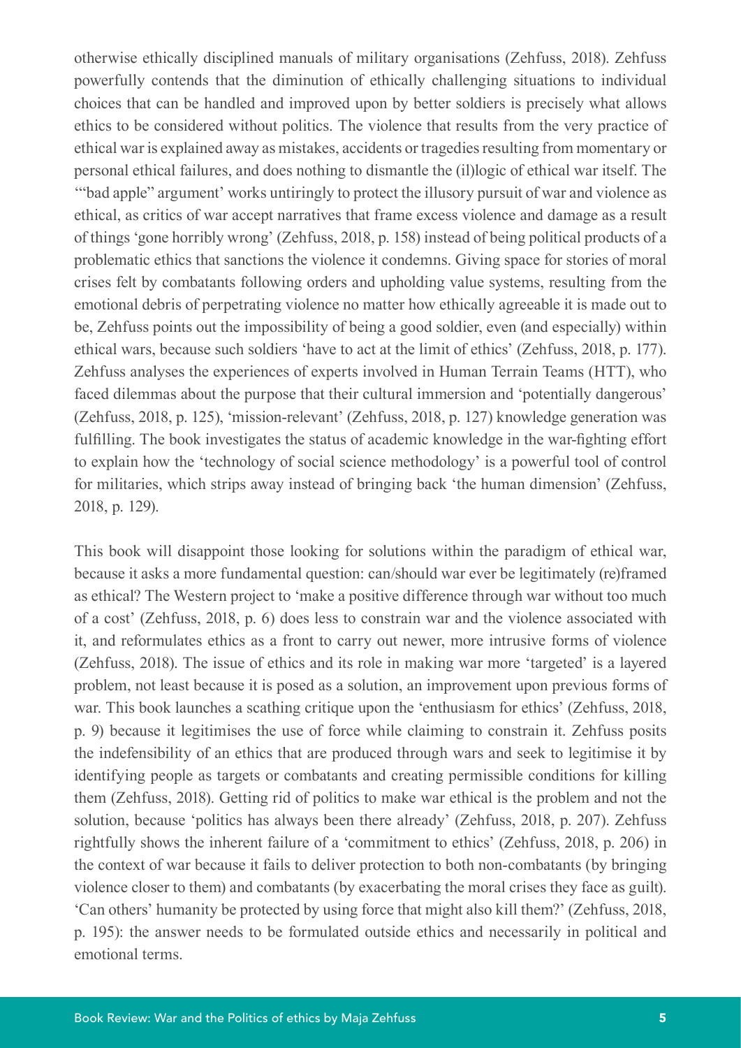otherwise ethically disciplined manuals of military organisations (Zehfuss, 2018). Zehfuss powerfully contends that the diminution of ethically challenging situations to individual choices that can be handled and improved upon by better soldiers is precisely what allows ethics to be considered without politics. The violence that results from the very practice of ethical war is explained away as mistakes, accidents or tragedies resulting from momentary or personal ethical failures, and does nothing to dismantle the (il)logic of ethical war itself. The '"bad apple" argument' works untiringly to protect the illusory pursuit of war and violence as ethical, as critics of war accept narratives that frame excess violence and damage as a result of things 'gone horribly wrong' (Zehfuss, 2018, p. 158) instead of being political products of a problematic ethics that sanctions the violence it condemns. Giving space for stories of moral crises felt by combatants following orders and upholding value systems, resulting from the emotional debris of perpetrating violence no matter how ethically agreeable it is made out to be, Zehfuss points out the impossibility of being a good soldier, even (and especially) within ethical wars, because such soldiers 'have to act at the limit of ethics' (Zehfuss, 2018, p. 177). Zehfuss analyses the experiences of experts involved in Human Terrain Teams (HTT), who faced dilemmas about the purpose that their cultural immersion and 'potentially dangerous' (Zehfuss, 2018, p. 125), 'mission-relevant' (Zehfuss, 2018, p. 127) knowledge generation was fulfilling. The book investigates the status of academic knowledge in the war-fighting effort to explain how the 'technology of social science methodology' is a powerful tool of control for militaries, which strips away instead of bringing back 'the human dimension' (Zehfuss, 2018, p. 129).

This book will disappoint those looking for solutions within the paradigm of ethical war, because it asks a more fundamental question: can/should war ever be legitimately (re)framed as ethical? The Western project to 'make a positive difference through war without too much of a cost' (Zehfuss, 2018, p. 6) does less to constrain war and the violence associated with it, and reformulates ethics as a front to carry out newer, more intrusive forms of violence (Zehfuss, 2018). The issue of ethics and its role in making war more 'targeted' is a layered problem, not least because it is posed as a solution, an improvement upon previous forms of war. This book launches a scathing critique upon the 'enthusiasm for ethics' (Zehfuss, 2018, p. 9) because it legitimises the use of force while claiming to constrain it. Zehfuss posits the indefensibility of an ethics that are produced through wars and seek to legitimise it by identifying people as targets or combatants and creating permissible conditions for killing them (Zehfuss, 2018). Getting rid of politics to make war ethical is the problem and not the solution, because 'politics has always been there already' (Zehfuss, 2018, p. 207). Zehfuss rightfully shows the inherent failure of a 'commitment to ethics' (Zehfuss, 2018, p. 206) in the context of war because it fails to deliver protection to both non-combatants (by bringing violence closer to them) and combatants (by exacerbating the moral crises they face as guilt). 'Can others' humanity be protected by using force that might also kill them?' (Zehfuss, 2018, p. 195): the answer needs to be formulated outside ethics and necessarily in political and emotional terms.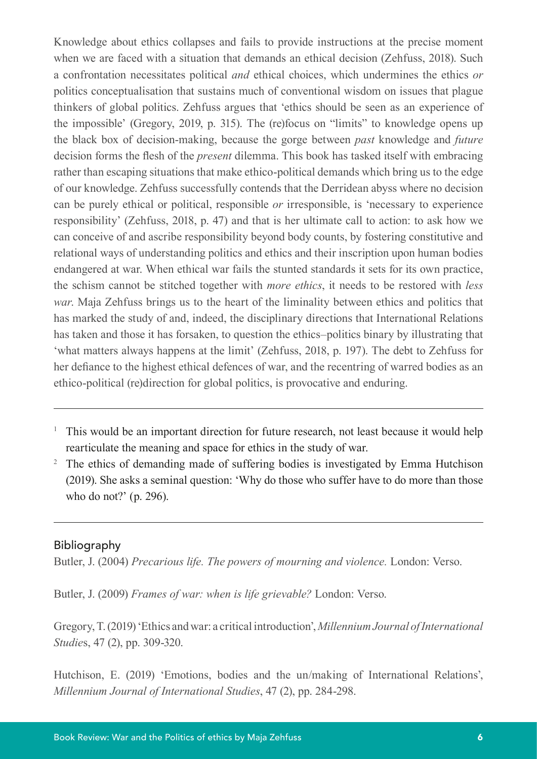Knowledge about ethics collapses and fails to provide instructions at the precise moment when we are faced with a situation that demands an ethical decision (Zehfuss, 2018). Such a confrontation necessitates political *and* ethical choices, which undermines the ethics *or* politics conceptualisation that sustains much of conventional wisdom on issues that plague thinkers of global politics. Zehfuss argues that 'ethics should be seen as an experience of the impossible' (Gregory, 2019, p. 315). The (re)focus on "limits" to knowledge opens up the black box of decision-making, because the gorge between *past* knowledge and *future* decision forms the flesh of the *present* dilemma. This book has tasked itself with embracing rather than escaping situations that make ethico-political demands which bring us to the edge of our knowledge. Zehfuss successfully contends that the Derridean abyss where no decision can be purely ethical or political, responsible *or* irresponsible, is 'necessary to experience responsibility' (Zehfuss, 2018, p. 47) and that is her ultimate call to action: to ask how we can conceive of and ascribe responsibility beyond body counts, by fostering constitutive and relational ways of understanding politics and ethics and their inscription upon human bodies endangered at war. When ethical war fails the stunted standards it sets for its own practice, the schism cannot be stitched together with *more ethics*, it needs to be restored with *less war*. Maja Zehfuss brings us to the heart of the liminality between ethics and politics that has marked the study of and, indeed, the disciplinary directions that International Relations has taken and those it has forsaken, to question the ethics–politics binary by illustrating that 'what matters always happens at the limit' (Zehfuss, 2018, p. 197). The debt to Zehfuss for her defiance to the highest ethical defences of war, and the recentring of warred bodies as an ethico-political (re)direction for global politics, is provocative and enduring.

---

[1] This would be an important direction for future research, not least because it would help rearticulate the meaning and space for ethics in the study of war.

[2] The ethics of demanding made of suffering bodies is investigated by Emma Hutchison (2019). She asks a seminal question: 'Why do those who suffer have to do more than those who do not?' (p. 296).

---

## Bibliography

Butler, J. (2004) *Precarious life. The powers of mourning and violence.* London: Verso.

Butler, J. (2009) *Frames of war: when is life grievable?* London: Verso.

Gregory, T. (2019) 'Ethics and war: a critical introduction', *Millennium Journal of International Studies*, 47 (2), pp. 309-320.

Hutchison, E. (2019) 'Emotions, bodies and the un/making of International Relations', *Millennium Journal of International Studies*, 47 (2), pp. 284-298.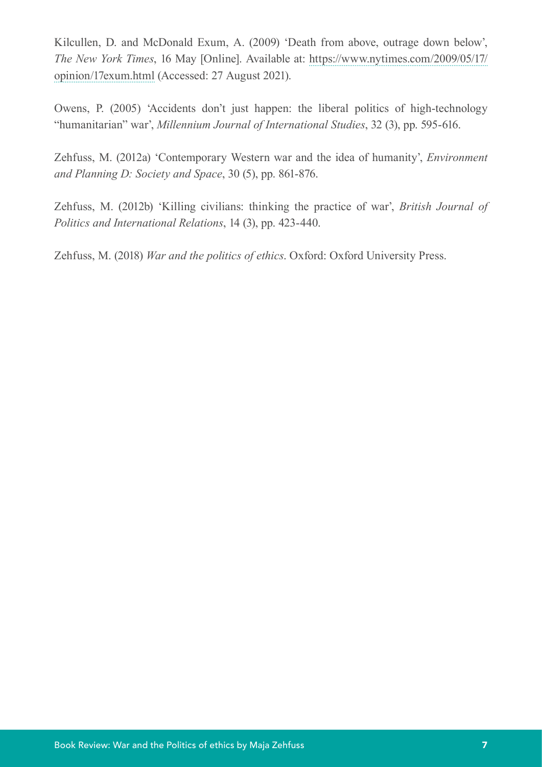Kilcullen, D. and McDonald Exum, A. (2009) 'Death from above, outrage down below', *The New York Times*, 16 May [Online]. Available at: https://www.nytimes.com/2009/05/17/opinion/17exum.html (Accessed: 27 August 2021).

Owens, P. (2005) 'Accidents don't just happen: the liberal politics of high-technology "humanitarian" war', *Millennium Journal of International Studies*, 32 (3), pp. 595-616.

Zehfuss, M. (2012a) 'Contemporary Western war and the idea of humanity', *Environment and Planning D: Society and Space*, 30 (5), pp. 861-876.

Zehfuss, M. (2012b) 'Killing civilians: thinking the practice of war', *British Journal of Politics and International Relations*, 14 (3), pp. 423-440.

Zehfuss, M. (2018) *War and the politics of ethics*. Oxford: Oxford University Press.